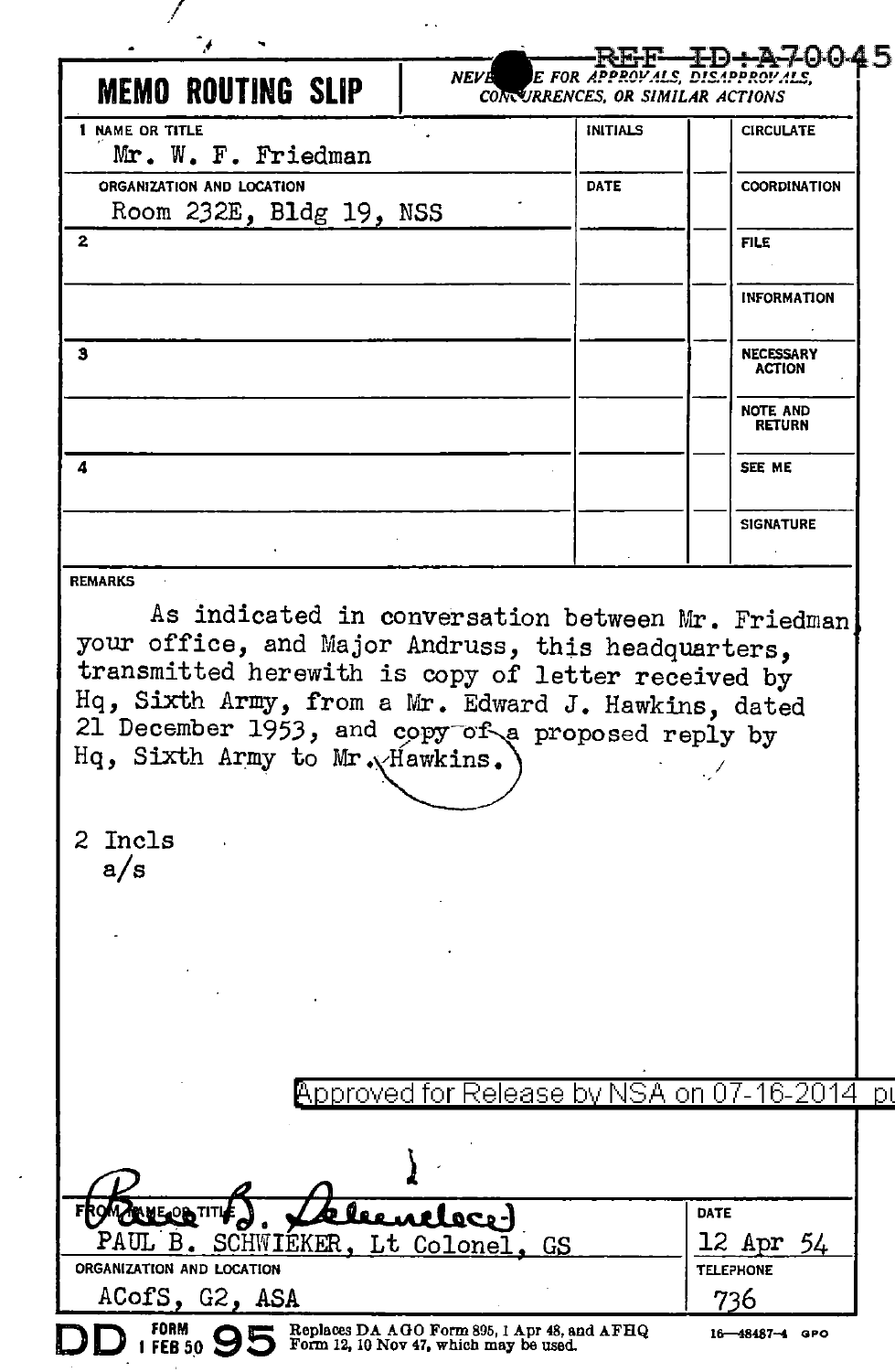REF ID:A70045

# MEMO ROUTING SLIP

*NEVE[obscured]E FOR APPROVALS, DISAPPROVALS, CONCURRENCES, OR SIMILAR ACTIONS*

| | | | |
|---|---|---|---|
| 1 NAME OR TITLE<br>Mr. W. F. Friedman | INITIALS | | CIRCULATE |
| ORGANIZATION AND LOCATION<br>Room 232E, Bldg 19, NSS | DATE | | COORDINATION |
| 2 | | | FILE |
| | | | INFORMATION |
| 3 | | | NECESSARY ACTION |
| | | | NOTE AND RETURN |
| 4 | | | SEE ME |
| | | | SIGNATURE |

REMARKS

As indicated in conversation between Mr. Friedman, your office, and Major Andruss, this headquarters, transmitted herewith is copy of letter received by Hq, Sixth Army, from a Mr. Edward J. Hawkins, dated 21 December 1953, and copy of a proposed reply by Hq, Sixth Army to Mr. Hawkins.

2 Incls
a/s

Approved for Release by NSA on 07-16-2014

| | |
|---|---|
| FROM NAME OR TITLE<br>Paul B. Schwieker<br>PAUL B. SCHWIEKER, Lt Colonel, GS | DATE<br>12 Apr 54 |
| ORGANIZATION AND LOCATION<br>ACofS, G2, ASA | TELEPHONE<br>736 |

DD FORM 1 FEB 50 95 Replaces DA AGO Form 895, 1 Apr 48, and AFHQ Form 12, 10 Nov 47, which may be used. 16—48487-4 GPO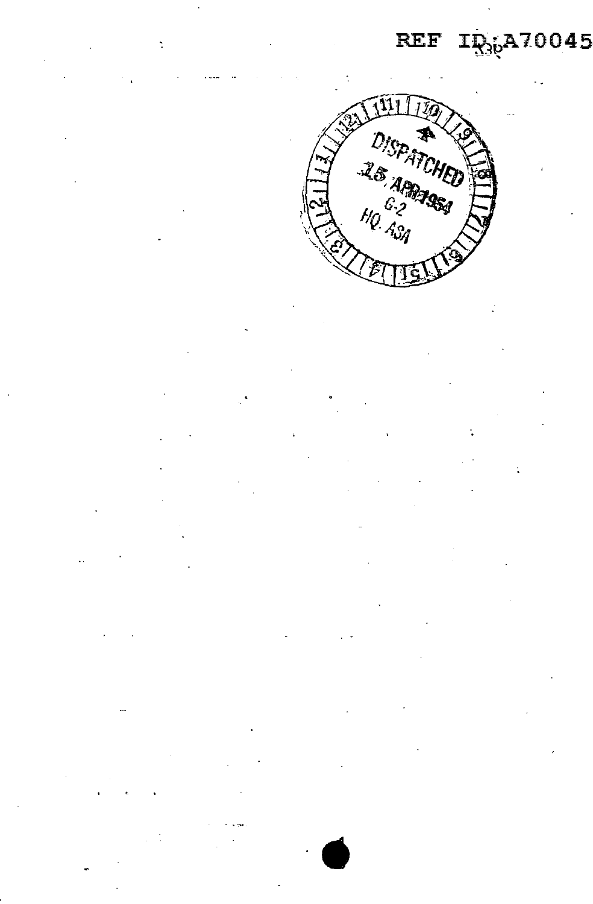REF ID:A70045

DISPATCHED
15 APR 1954
G-2
HQ. ASA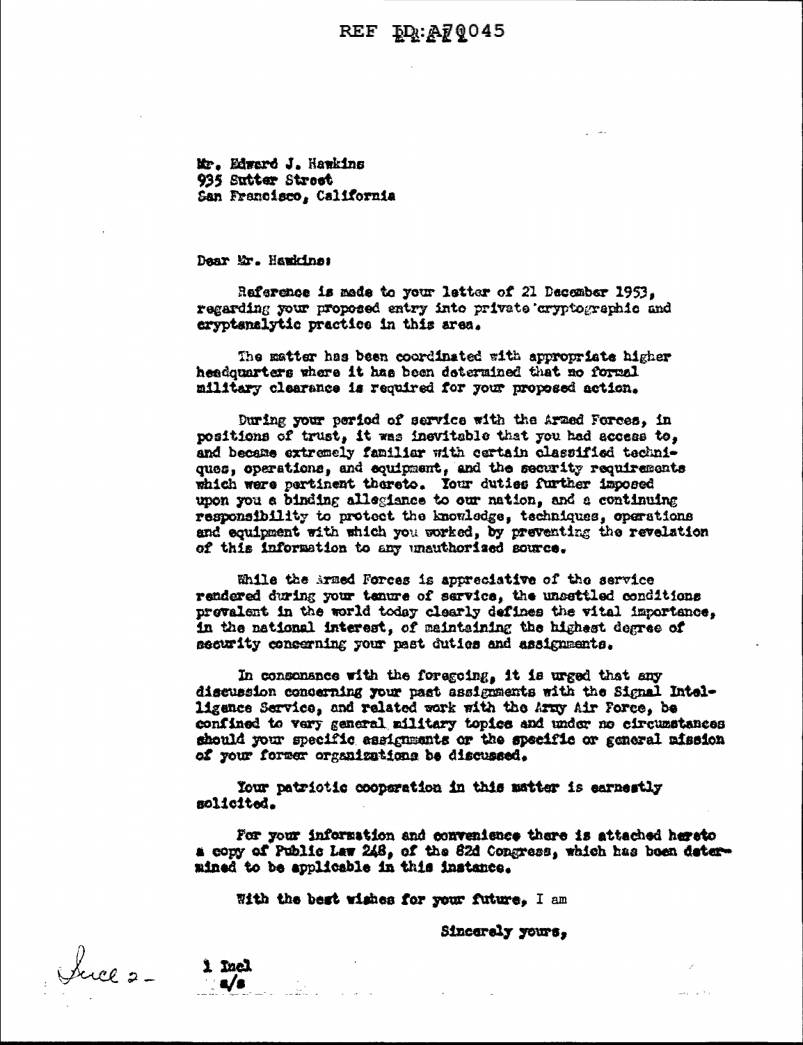REF ID:A70045

Mr. Edward J. Hawkins
935 Sutter Street
San Francisco, California

Dear Mr. Hawkins:

Reference is made to your letter of 21 December 1953, regarding your proposed entry into private cryptographic and cryptanalytic practice in this area.

The matter has been coordinated with appropriate higher headquarters where it has been determined that no formal military clearance is required for your proposed action.

During your period of service with the Armed Forces, in positions of trust, it was inevitable that you had access to, and became extremely familiar with certain classified techniques, operations, and equipment, and the security requirements which were pertinent thereto. Your duties further imposed upon you a binding allegiance to our nation, and a continuing responsibility to protect the knowledge, techniques, operations and equipment with which you worked, by preventing the revelation of this information to any unauthorized source.

While the Armed Forces is appreciative of the service rendered during your tenure of service, the unsettled conditions prevalent in the world today clearly defines the vital importance, in the national interest, of maintaining the highest degree of security concerning your past duties and assignments.

In consonance with the foregoing, it is urged that any discussion concerning your past assignments with the Signal Intelligence Service, and related work with the Army Air Force, be confined to very general military topics and under no circumstances should your specific assignments or the specific or general mission of your former organizations be discussed.

Your patriotic cooperation in this matter is earnestly solicited.

For your information and convenience there is attached hereto a copy of Public Law 248, of the 82d Congress, which has been determined to be applicable in this instance.

With the best wishes for your future, I am

Sincerely yours,

Incl 2 -

1 Incl
a/s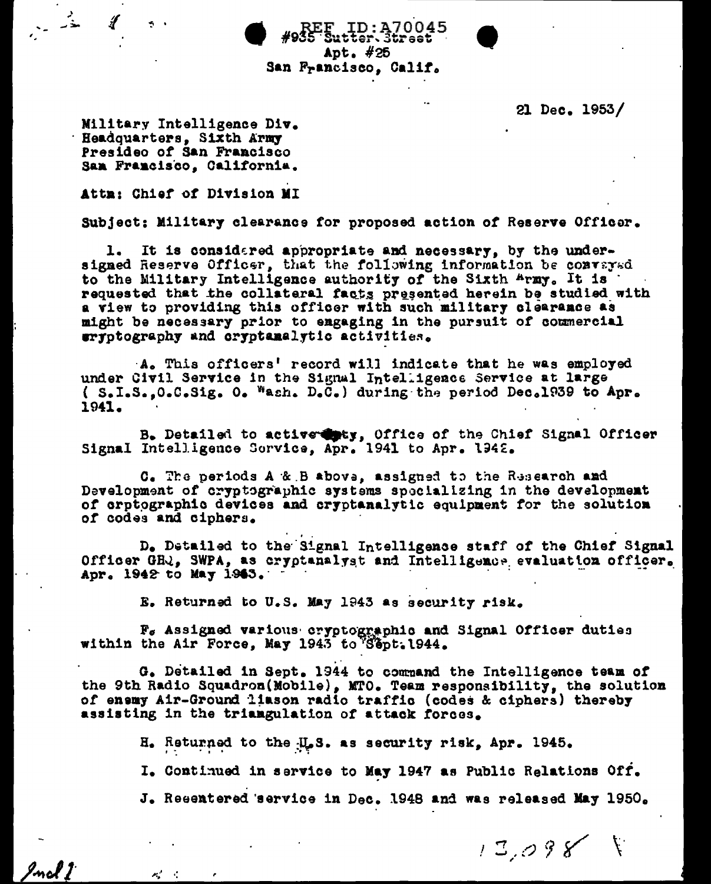REF ID:A70045

#935 Sutter Street
Apt. #25
San Francisco, Calif.

21 Dec. 1953/

Military Intelligence Div.
Headquarters, Sixth Army
Presideo of San Francisco
San Francisco, California.

Attn: Chief of Division MI

Subject: Military clearance for proposed action of Reserve Officer.

1. It is considered appropriate and necessary, by the undersigned Reserve Officer, that the following information be conveyed to the Military Intelligence authority of the Sixth Army. It is requested that the collateral facts presented herein be studied with a view to providing this officer with such military clearance as might be necessary prior to engaging in the pursuit of commercial cryptography and cryptanalytic activities.

A. This officers' record will indicate that he was employed under Civil Service in the Signal Intelligence Service at large ( S.I.S.,O.C.Sig. O. Wash. D.C.) during the period Dec.1939 to Apr. 1941.

B. Detailed to active duty, Office of the Chief Signal Officer Signal Intelligence Service, Apr. 1941 to Apr. 1942.

C. The periods A & B above, assigned to the Research and Development of cryptographic systems specializing in the development of crptographic devices and cryptanalytic equipment for the solution of codes and ciphers.

D. Detailed to the Signal Intelligence staff of the Chief Signal Officer GHQ, SWPA, as cryptanalyst and Intelligence evaluation officer. Apr. 1942 to May 1943.

E. Returned to U.S. May 1943 as security risk.

F. Assigned various cryptographic and Signal Officer duties within the Air Force, May 1943 to Sept. 1944.

G. Detailed in Sept. 1944 to command the Intelligence team of the 9th Radio Squadron(Mobile), MTO. Team responsibility, the solution of enemy Air-Ground liason radio traffic (codes & ciphers) thereby assisting in the triangulation of attack forces.

H. Returned to the U.S. as security risk, Apr. 1945.

I. Continued in service to May 1947 as Public Relations Off.

J. Reeentered service in Dec. 1948 and was released May 1950.

Incl 1

13,098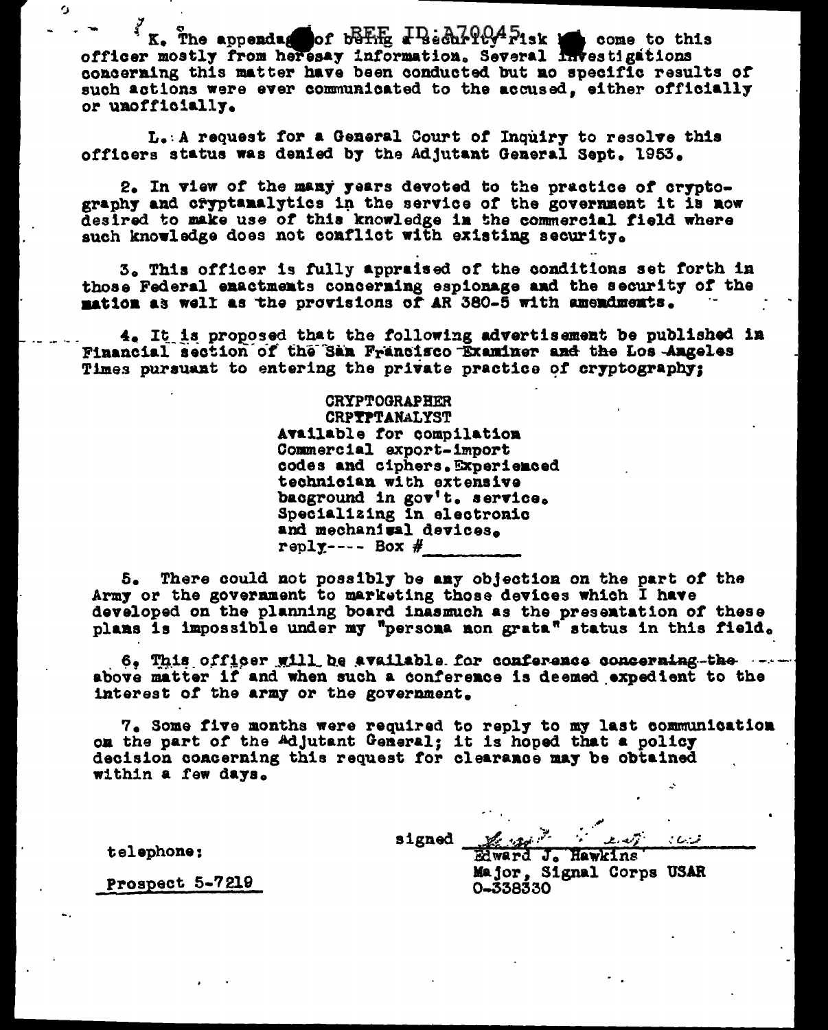K. The appendage of being a security risk has come to this officer mostly from heresay information. Several investigations concerning this matter have been conducted but no specific results of such actions were ever communicated to the accused, either officially or unofficially.

L. A request for a General Court of Inquiry to resolve this officers status was denied by the Adjutant General Sept. 1953.

2. In view of the many years devoted to the practice of cryptography and cryptanalytics in the service of the government it is now desired to make use of this knowledge in the commercial field where such knowledge does not conflict with existing security.

3. This officer is fully appraised of the conditions set forth in those Federal enactments concerning espionage and the security of the nation as well as the provisions of AR 380-5 with amendments.

4. It is proposed that the following advertisement be published in Financial section of the San Francisco Examiner and the Los Angeles Times pursuant to entering the private practice of cryptography;

> CRYPTOGRAPHER
> CRPYPTANALYST
> Available for compilation
> Commercial export-import
> codes and ciphers. Experienced
> technician with extensive
> bacground in gov't. service.
> Specializing in electronic
> and mechanical devices.
> reply---- Box #\_\_\_\_\_\_\_\_\_

5. There could not possibly be any objection on the part of the Army or the government to marketing those devices which I have developed on the planning board inasmuch as the presentation of these plans is impossible under my "persona non grata" status in this field.

6. This officer will be available for conference concerning the above matter if and when such a conference is deemed expedient to the interest of the army or the government.

7. Some five months were required to reply to my last communication on the part of the Adjutant General; it is hoped that a policy decision concerning this request for clearance may be obtained within a few days.

telephone:

Prospect 5-7219

signed \_\_\_\_\_\_\_\_\_\_\_\_\_\_\_\_
Edward J. Hawkins
Major, Signal Corps USAR
0-338330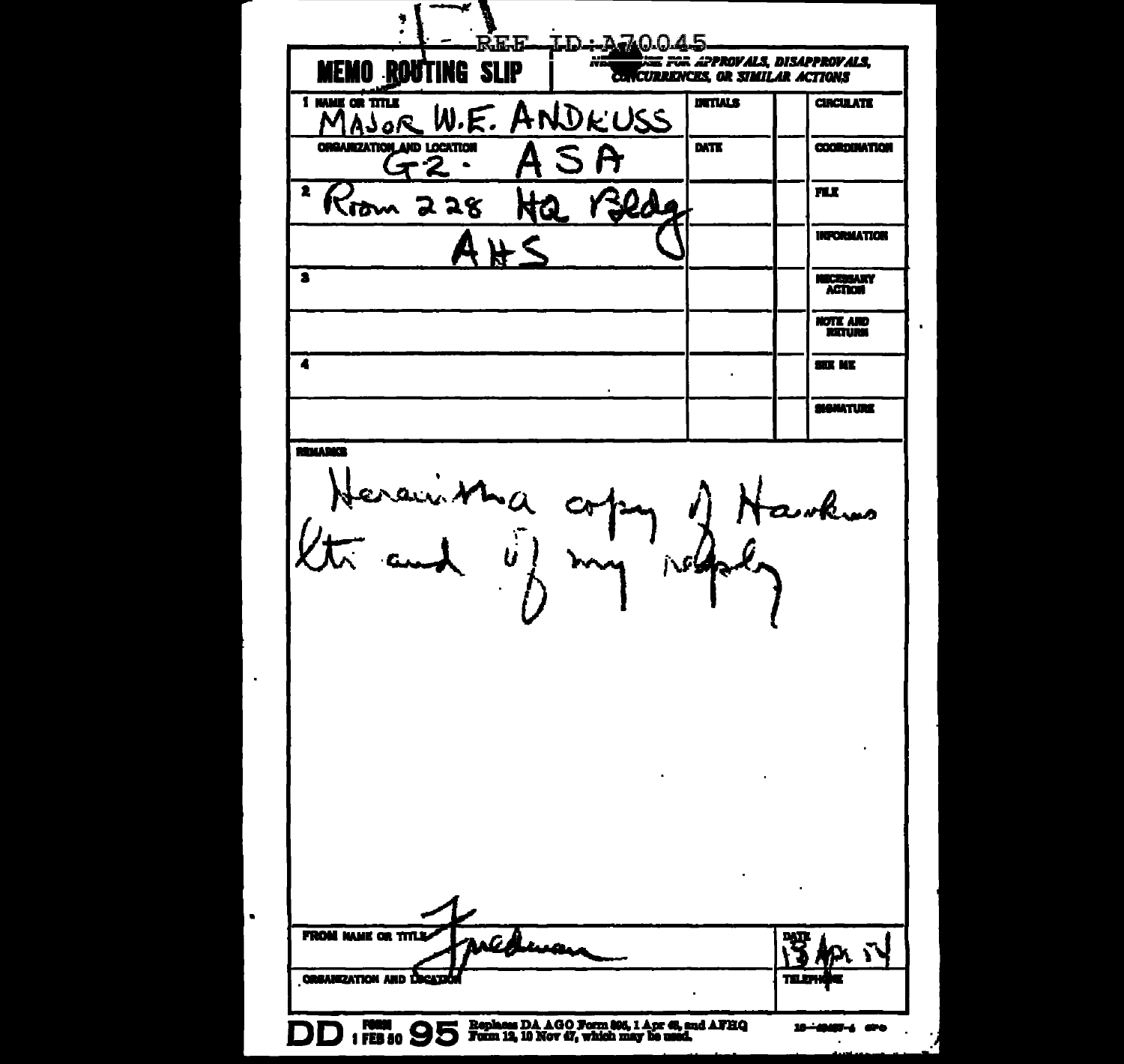REF ID:A70045

**MEMO ROUTING SLIP** | NEVER USE FOR APPROVALS, DISAPPROVALS, CONCURRENCES, OR SIMILAR ACTIONS

| | | | |
|---|---|---|---|
| 1 NAME OR TITLE<br>MAJOR W.E. ANDRUSS | INITIALS | | CIRCULATE |
| ORGANIZATION AND LOCATION<br>G2 · ASA | DATE | | COORDINATION |
| 2 Room 228 HQ Bldg | | | FILE |
| AHS | | | INFORMATION |
| 3 | | | NECESSARY ACTION |
| | | | NOTE AND RETURN |
| 4 | | | SEE ME |
| | | | SIGNATURE |

REMARKS

Herewith a copy of Hawkins ltr and of my reply

FROM NAME OR TITLE: Friedman

DATE: 13 Apr 54

ORGANIZATION AND LOCATION

TELEPHONE

DD FORM 1 FEB 50 95 Replaces DA AGO Form 895, 1 Apr 48, and AFHQ Form 12, 10 Nov 47, which may be used.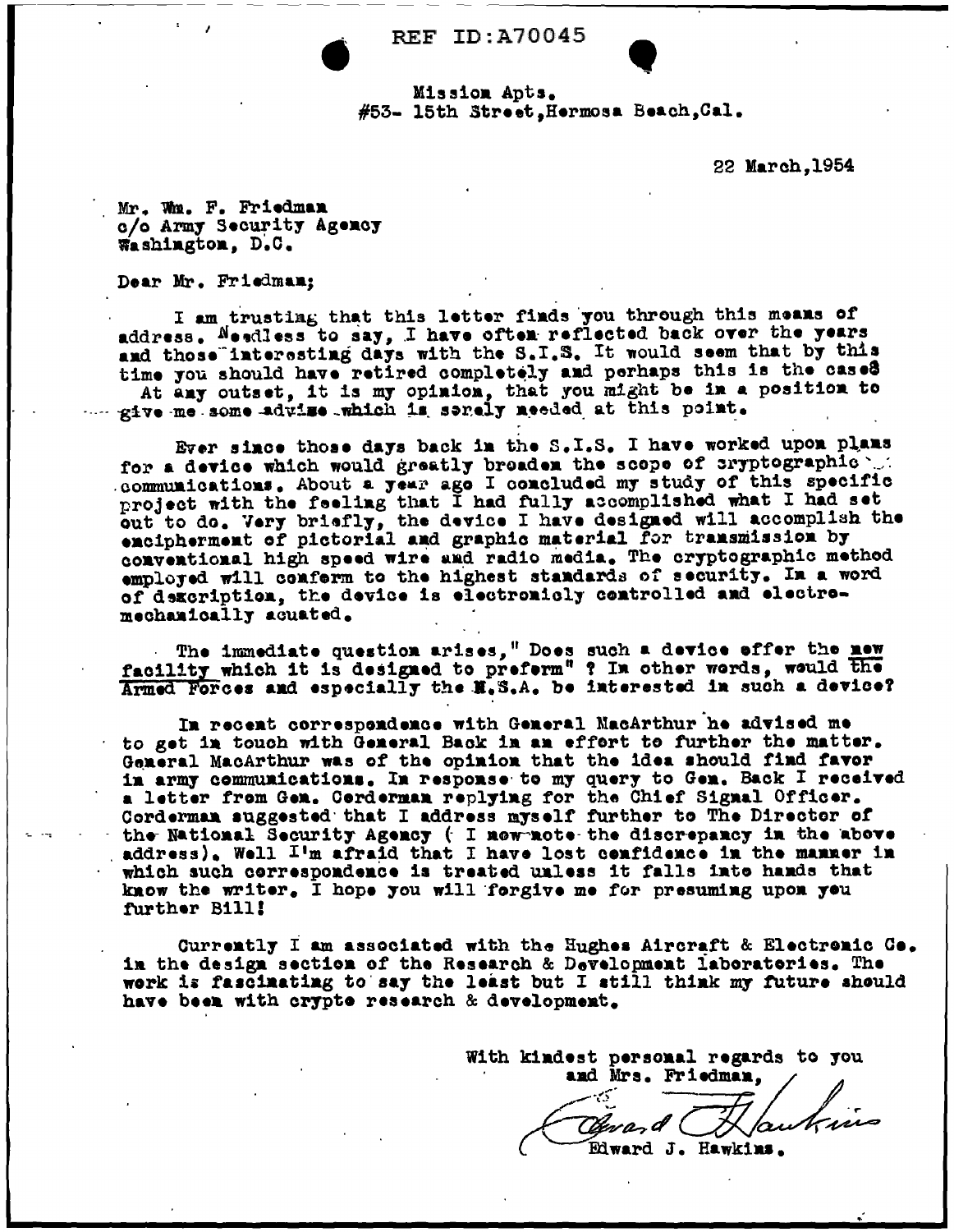REF ID:A70045

Mission Apts.
#53- 15th Street, Hermosa Beach, Cal.

22 March, 1954

Mr. Wm. F. Friedman
c/o Army Security Agency
Washington, D.C.

Dear Mr. Friedman;

I am trusting that this letter finds you through this means of address. Needless to say, I have often reflected back over the years and those interesting days with the S.I.S. It would seem that by this time you should have retired completely and perhaps this is the case8
At any outset, it is my opinion, that you might be in a position to give me some advise which is sorely needed at this point.

Ever since those days back in the S.I.S. I have worked upon plans for a device which would greatly broaden the scope of cryptographic communications. About a year ago I concluded my study of this specific project with the feeling that I had fully accomplished what I had set out to do. Very briefly, the device I have designed will accomplish the encipherment of pictorial and graphic material for transmission by conventional high speed wire and radio media. The cryptographic method employed will conform to the highest standards of security. In a word of description, the device is electronicly controlled and electro-mechanically acuated.

The immediate question arises," Does such a device offer the new facility which it is designed to preform" ? In other words, would the Armed Forces and especially the N.S.A. be interested in such a device?

In recent correspondence with General MacArthur he advised me to get in touch with General Back in an effort to further the matter. General MacArthur was of the opinion that the idea should find favor in army communications. In response to my query to Gen. Back I received a letter from Gen. Corderman replying for the Chief Signal Officer. Corderman suggested that I address myself further to The Director of the National Security Agency ( I now note the discrepancy in the above address). Well I'm afraid that I have lost confidence in the manner in which such correspondence is treated unless it falls into hands that know the writer. I hope you will forgive me for presuming upon you further Bill!

Currently I am associated with the Hughes Aircraft & Electronic Co. in the design section of the Research & Development laboratories. The work is fascinating to say the least but I still think my future should have been with crypto research & development.

With kindest personal regards to you
and Mrs. Friedman,

Edward J. Hawkins
Edward J. Hawkins.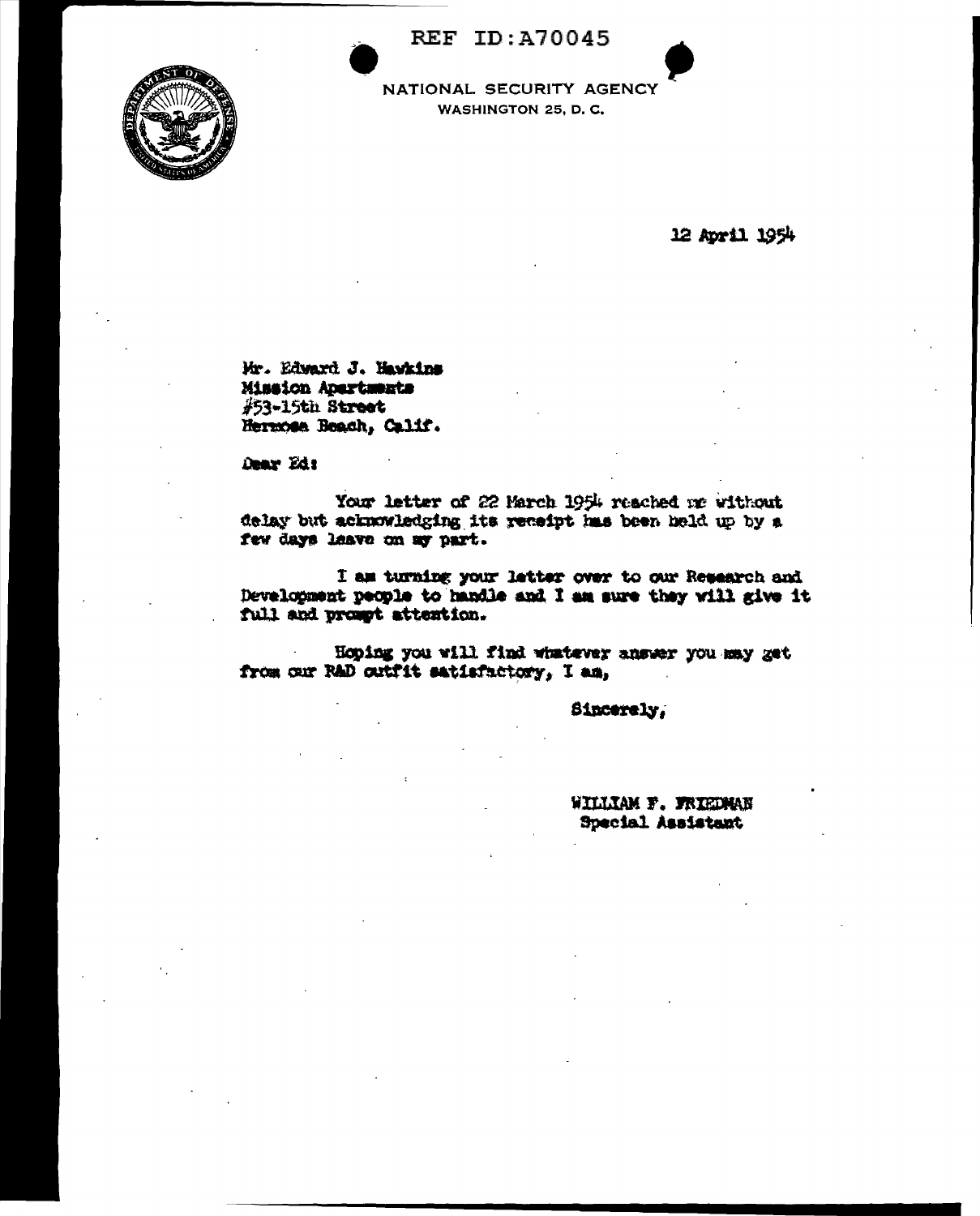REF ID:A70045

NATIONAL SECURITY AGENCY
WASHINGTON 25, D. C.

12 April 1954

Mr. Edward J. Hawkins
Mission Apartments
#53-15th Street
Hermosa Beach, Calif.

Dear Ed:

Your letter of 22 March 1954 reached me without delay but acknowledging its receipt has been held up by a few days leave on my part.

I am turning your letter over to our Research and Development people to handle and I am sure they will give it full and prompt attention.

Hoping you will find whatever answer you may get from our R&D outfit satisfactory, I am,

Sincerely,

WILLIAM F. FRIEDMAN
Special Assistant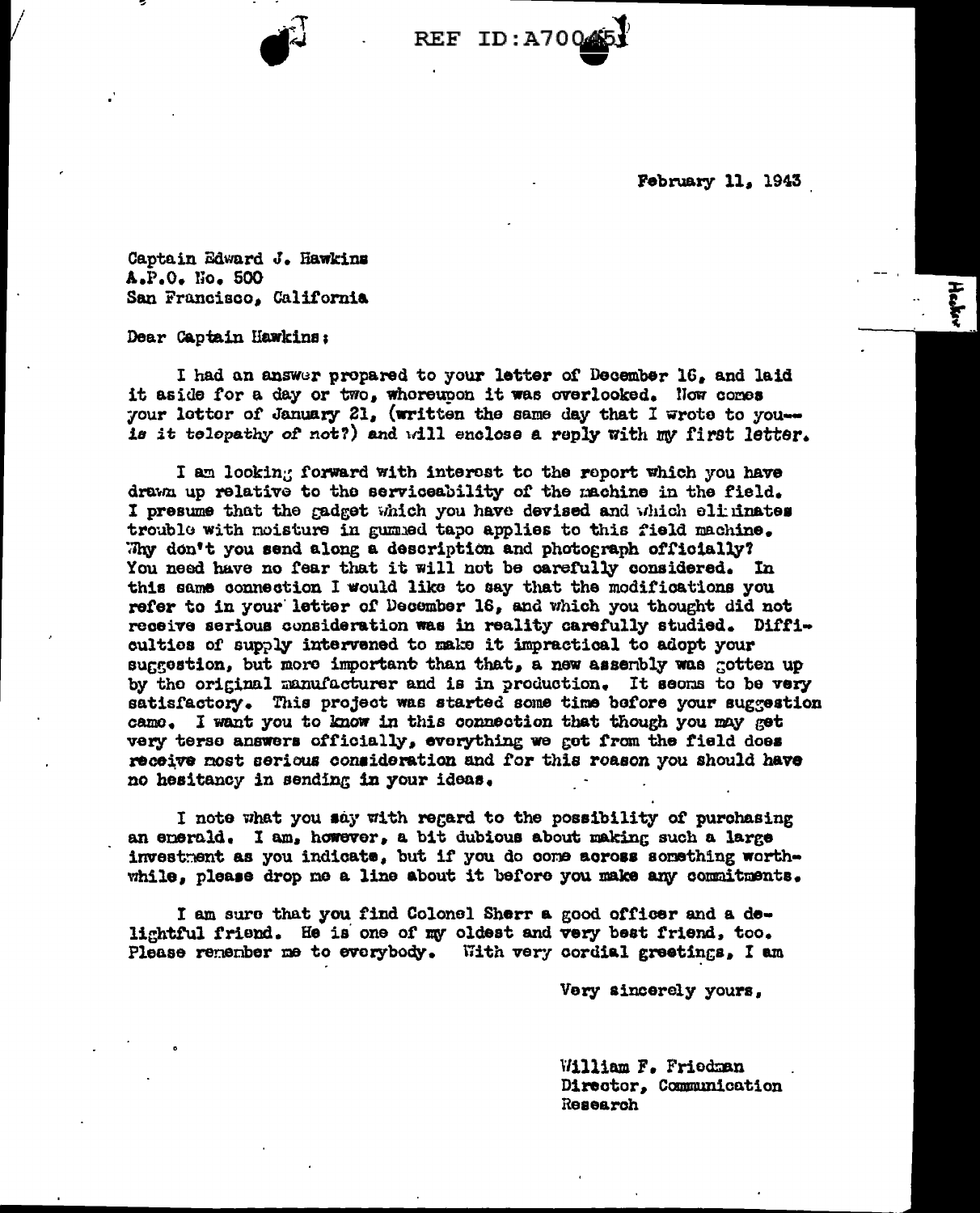REF ID:A70045

February 11, 1943

Captain Edward J. Hawkins
A.P.O. No. 500
San Francisco, California

Dear Captain Hawkins:

I had an answer prepared to your letter of December 16, and laid it aside for a day or two, whereupon it was overlooked. Now comes your letter of January 21, (written the same day that I wrote to you-- *is it telepathy of not?*) and will enclose a reply with my first letter.

I am looking forward with interest to the report which you have drawn up relative to the serviceability of the machine in the field. I presume that the gadget which you have devised and which eliminates trouble with moisture in gummed tape applies to this field machine. Why don't you send along a description and photograph officially? You need have no fear that it will not be carefully considered. In this same connection I would like to say that the modifications you refer to in your letter of December 16, and which you thought did not receive serious consideration was in reality carefully studied. Difficulties of supply intervened to make it impractical to adopt your suggestion, but more important than that, a new assembly was gotten up by the original manufacturer and is in production. It seems to be very satisfactory. This project was started some time before your suggestion came. I want you to know in this connection that though you may get very terse answers officially, everything we get from the field does receive most serious consideration and for this reason you should have no hesitancy in sending in your ideas.

I note what you say with regard to the possibility of purchasing an emerald. I am, however, a bit dubious about making such a large investment as you indicate, but if you do come across something worthwhile, please drop me a line about it before you make any commitments.

I am sure that you find Colonel Sherr a good officer and a delightful friend. He is one of my oldest and very best friend, too. Please remember me to everybody. With very cordial greetings, I am

Very sincerely yours,

William F. Friedman
Director, Communication
Research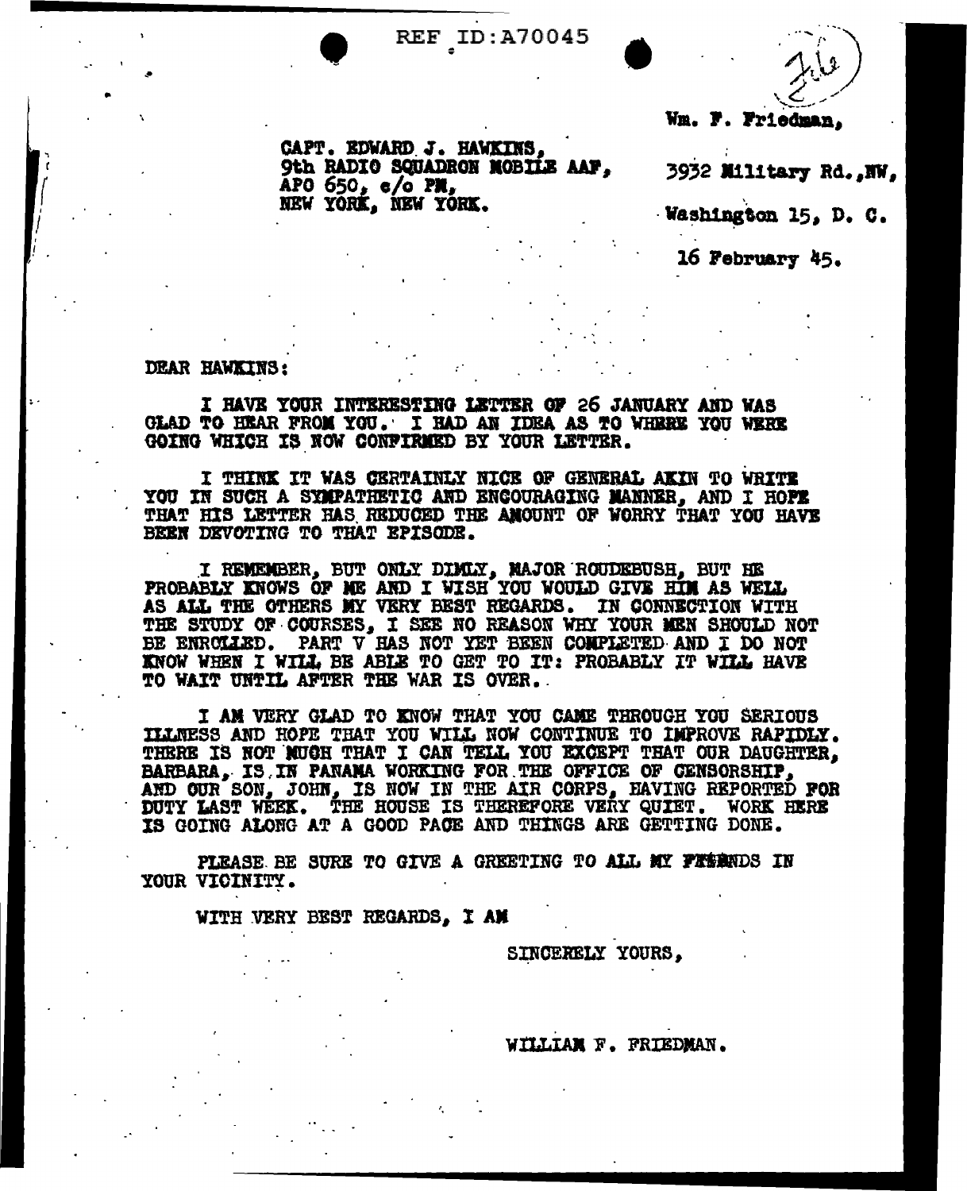REF ID:A70045

Wm. F. Friedman,

3932 Military Rd.,NW,

Washington 15, D. C.

16 February 45.

CAPT. EDWARD J. HAWKINS,
9th RADIO SQUADRON MOBILE AAF,
APO 650, c/o PM,
NEW YORK, NEW YORK.

DEAR HAWKINS:

I HAVE YOUR INTERESTING LETTER OF 26 JANUARY AND WAS GLAD TO HEAR FROM YOU. I HAD AN IDEA AS TO WHERE YOU WERE GOING WHICH IS NOW CONFIRMED BY YOUR LETTER.

I THINK IT WAS CERTAINLY NICE OF GENERAL AKIN TO WRITE YOU IN SUCH A SYMPATHETIC AND ENCOURAGING MANNER, AND I HOPE THAT HIS LETTER HAS REDUCED THE AMOUNT OF WORRY THAT YOU HAVE BEEN DEVOTING TO THAT EPISODE.

I REMEMBER, BUT ONLY DIMLY, MAJOR ROUDEBUSH, BUT HE PROBABLY KNOWS OF ME AND I WISH YOU WOULD GIVE HIM AS WELL AS ALL THE OTHERS MY VERY BEST REGARDS. IN CONNECTION WITH THE STUDY OF COURSES, I SEE NO REASON WHY YOUR MEN SHOULD NOT BE ENROLLED. PART V HAS NOT YET BEEN COMPLETED AND I DO NOT KNOW WHEN I WILL BE ABLE TO GET TO IT: PROBABLY IT WILL HAVE TO WAIT UNTIL AFTER THE WAR IS OVER.

I AM VERY GLAD TO KNOW THAT YOU CAME THROUGH YOU SERIOUS ILLNESS AND HOPE THAT YOU WILL NOW CONTINUE TO IMPROVE RAPIDLY. THERE IS NOT MUCH THAT I CAN TELL YOU EXCEPT THAT OUR DAUGHTER, BARBARA, IS IN PANAMA WORKING FOR THE OFFICE OF CENSORSHIP, AND OUR SON, JOHN, IS NOW IN THE AIR CORPS, HAVING REPORTED FOR DUTY LAST WEEK. THE HOUSE IS THEREFORE VERY QUIET. WORK HERE IS GOING ALONG AT A GOOD PACE AND THINGS ARE GETTING DONE.

PLEASE BE SURE TO GIVE A GREETING TO ALL MY FRIENDS IN YOUR VICINITY.

WITH VERY BEST REGARDS, I AM

SINCERELY YOURS,

WILLIAM F. FRIEDMAN.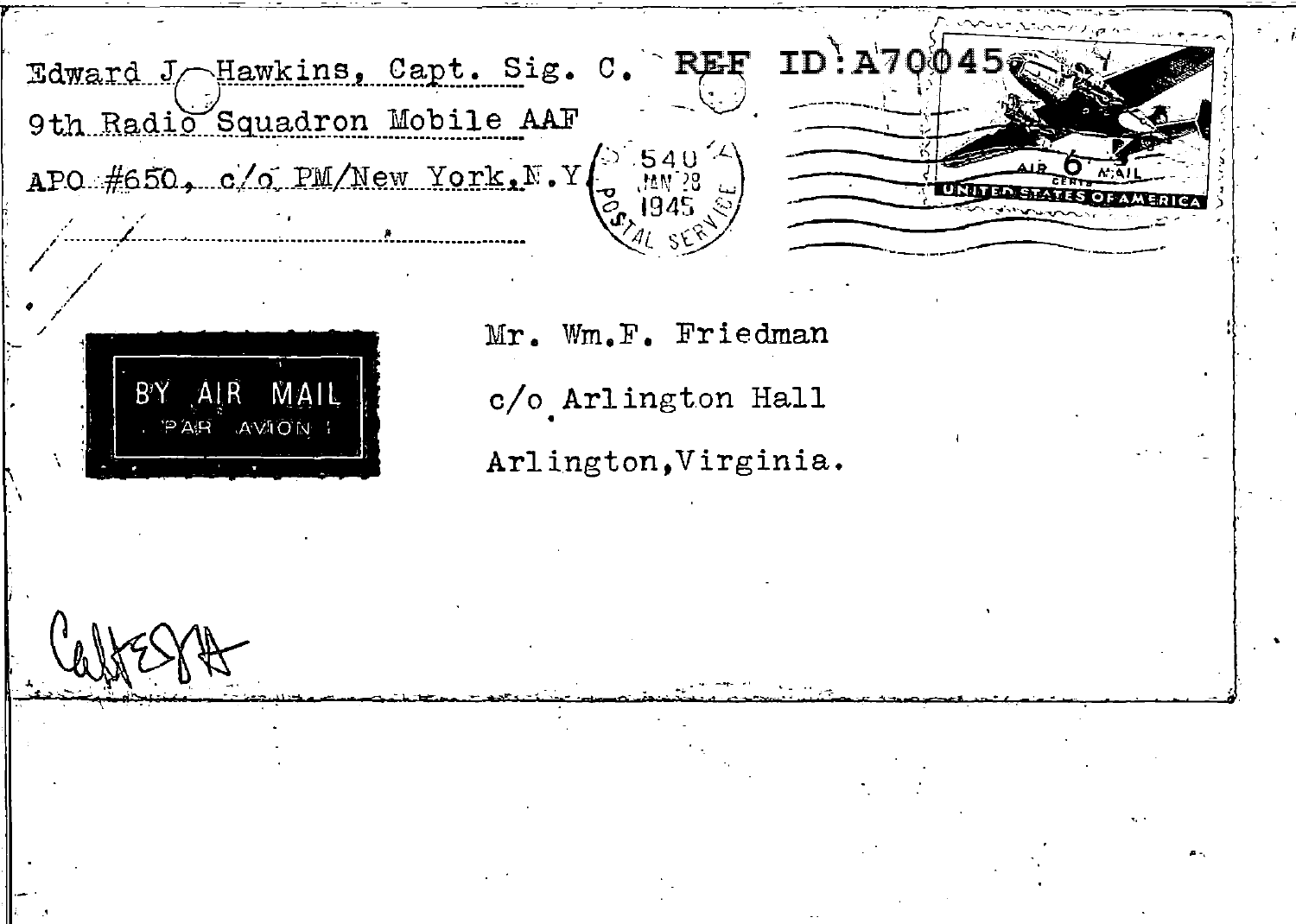REF ID:A70045

Edward J. Hawkins, Capt. Sig. C.
9th Radio Squadron Mobile AAF
APO #650, c/o PM/New York, N.Y.

540
JAN 28
1945
POSTAL SERVICE

AIR MAIL 6 CENTS
UNITED STATES OF AMERICA

BY AIR MAIL
PAR AVION

Mr. Wm.F. Friedman
c/o Arlington Hall
Arlington, Virginia.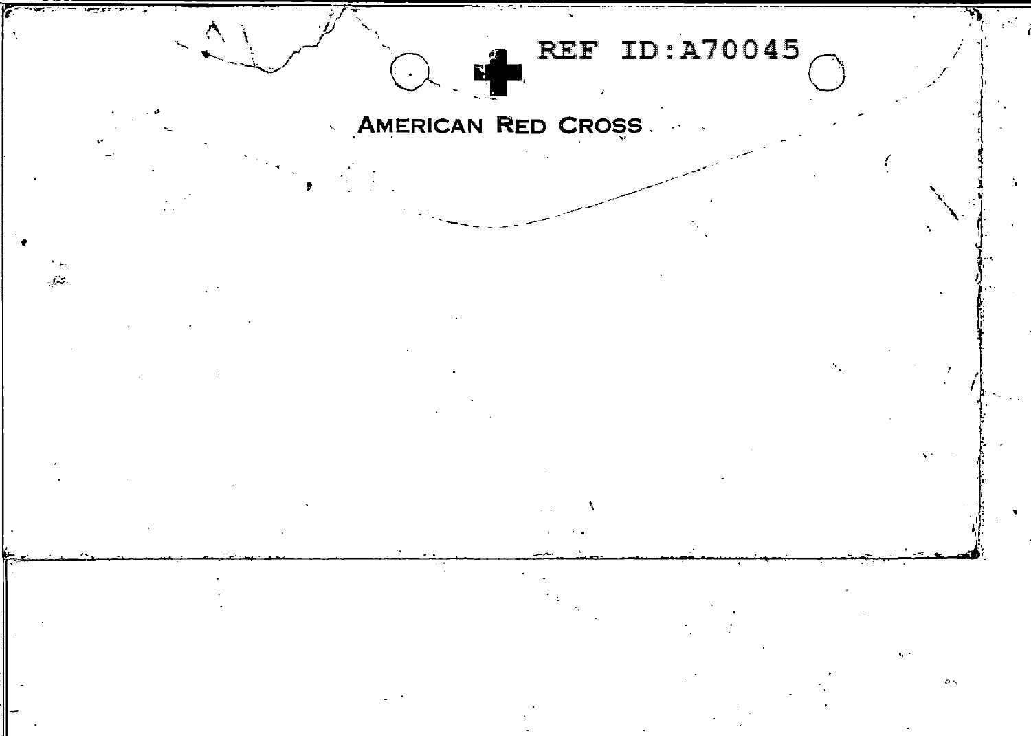REF ID:A70045

AMERICAN RED CROSS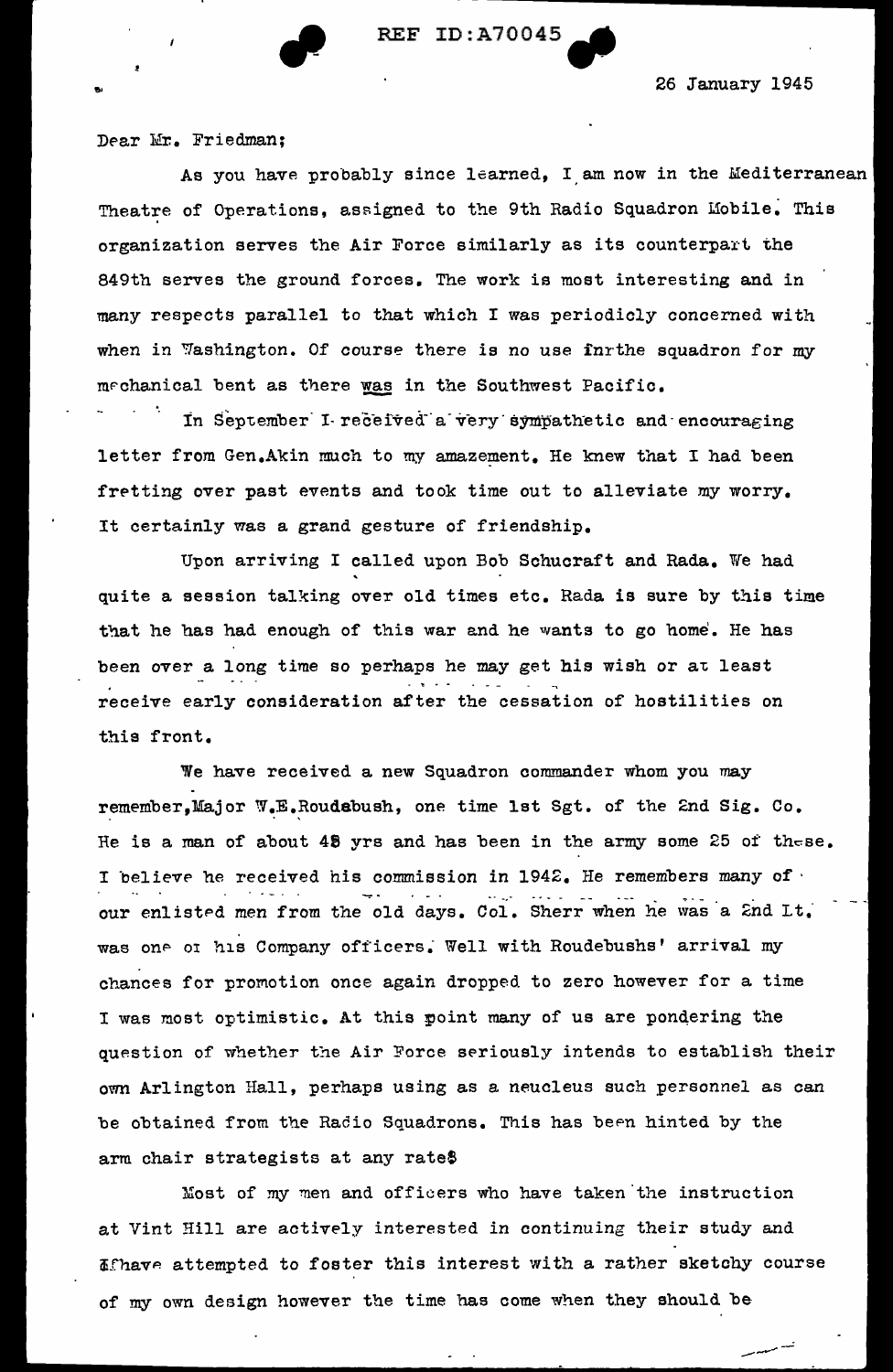26 January 1945

Dear Mr. Friedman;

As you have probably since learned, I am now in the Mediterranean Theatre of Operations, assigned to the 9th Radio Squadron Mobile. This organization serves the Air Force similarly as its counterpart the 849th serves the ground forces. The work is most interesting and in many respects parallel to that which I was periodicly concerned with when in Washington. Of course there is no use fnrthe squadron for my mechanical bent as there was in the Southwest Pacific.

In September I received a very sympathetic and encouraging letter from Gen.Akin much to my amazement. He knew that I had been fretting over past events and took time out to alleviate my worry. It certainly was a grand gesture of friendship.

Upon arriving I called upon Bob Schucraft and Rada. We had quite a session talking over old times etc. Rada is sure by this time that he has had enough of this war and he wants to go home. He has been over a long time so perhaps he may get his wish or at least receive early consideration after the cessation of hostilities on this front.

We have received a new Squadron commander whom you may remember,Major W.E.Roudebush, one time 1st Sgt. of the 2nd Sig. Co. He is a man of about 48 yrs and has been in the army some 25 of these. I believe he received his commission in 1942. He remembers many of our enlisted men from the old days. Col. Sherr when he was a 2nd Lt. was one of his Company officers. Well with Roudebushs' arrival my chances for promotion once again dropped to zero however for a time I was most optimistic. At this point many of us are pondering the question of whether the Air Force seriously intends to establish their own Arlington Hall, perhaps using as a neucleus such personnel as can be obtained from the Radio Squadrons. This has been hinted by the arm chair strategists at any rate$

Most of my men and officers who have taken the instruction at Vint Hill are actively interested in continuing their study and Ifhave attempted to foster this interest with a rather sketchy course of my own design however the time has come when they should be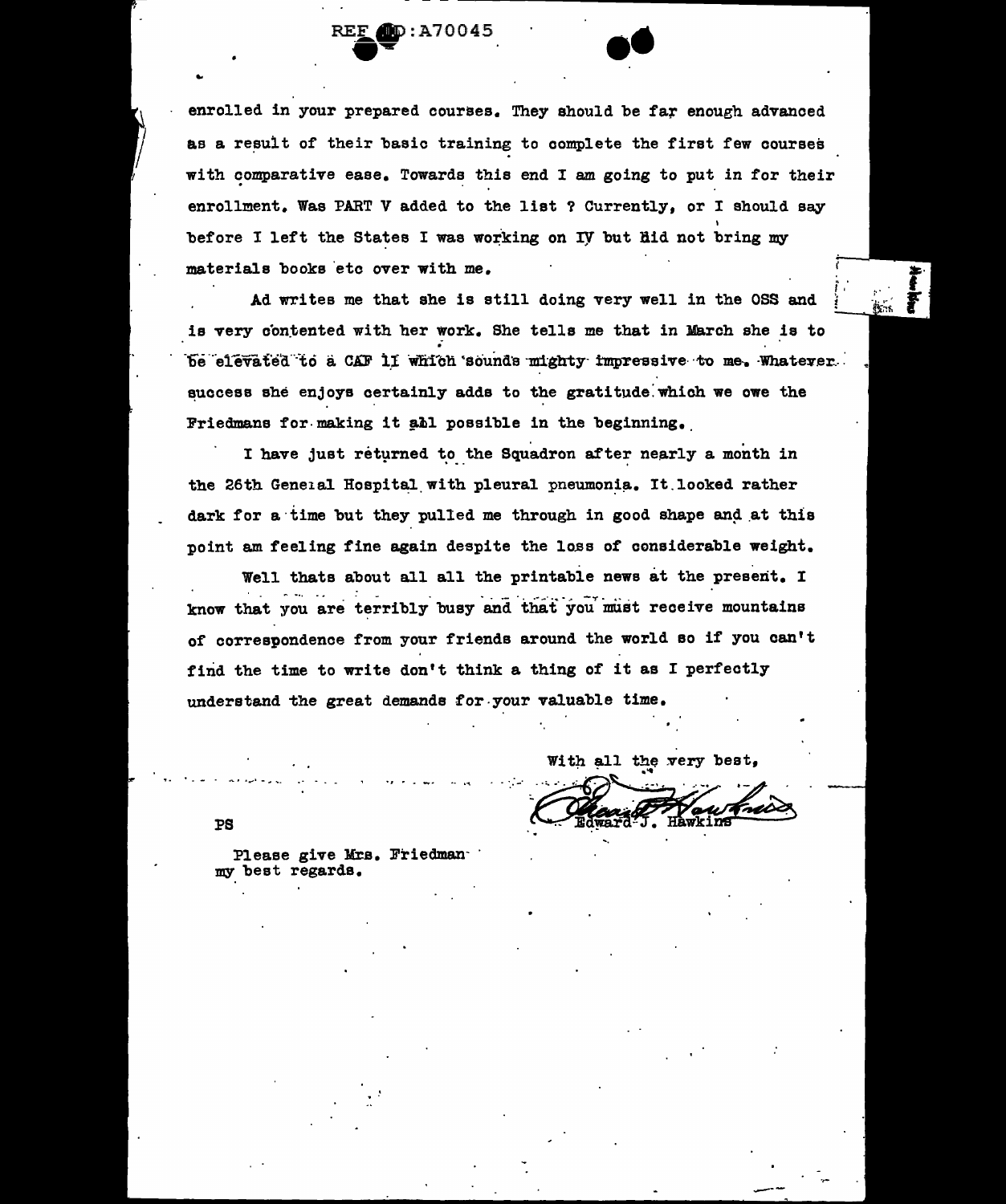enrolled in your prepared courses. They should be far enough advanced as a result of their basic training to complete the first few courses with comparative ease. Towards this end I am going to put in for their enrollment. Was PART V added to the list ? Currently, or I should say before I left the States I was working on IV but did not bring my materials books etc over with me.

Ad writes me that she is still doing very well in the OSS and is very contented with her work. She tells me that in March she is to be elevated to a CAF 11 which sounds mighty impressive to me. Whatever success she enjoys certainly adds to the gratitude which we owe the Friedmans for making it all possible in the beginning.

I have just returned to the Squadron after nearly a month in the 26th General Hospital with pleural pneumonia. It looked rather dark for a time but they pulled me through in good shape and at this point am feeling fine again despite the loss of considerable weight.

Well thats about all all the printable news at the present. I know that you are terribly busy and that you must receive mountains of correspondence from your friends around the world so if you can't find the time to write don't think a thing of it as I perfectly understand the great demands for your valuable time.

With all the very best,

Edward J. Hawkins

PS

Please give Mrs. Friedman my best regards.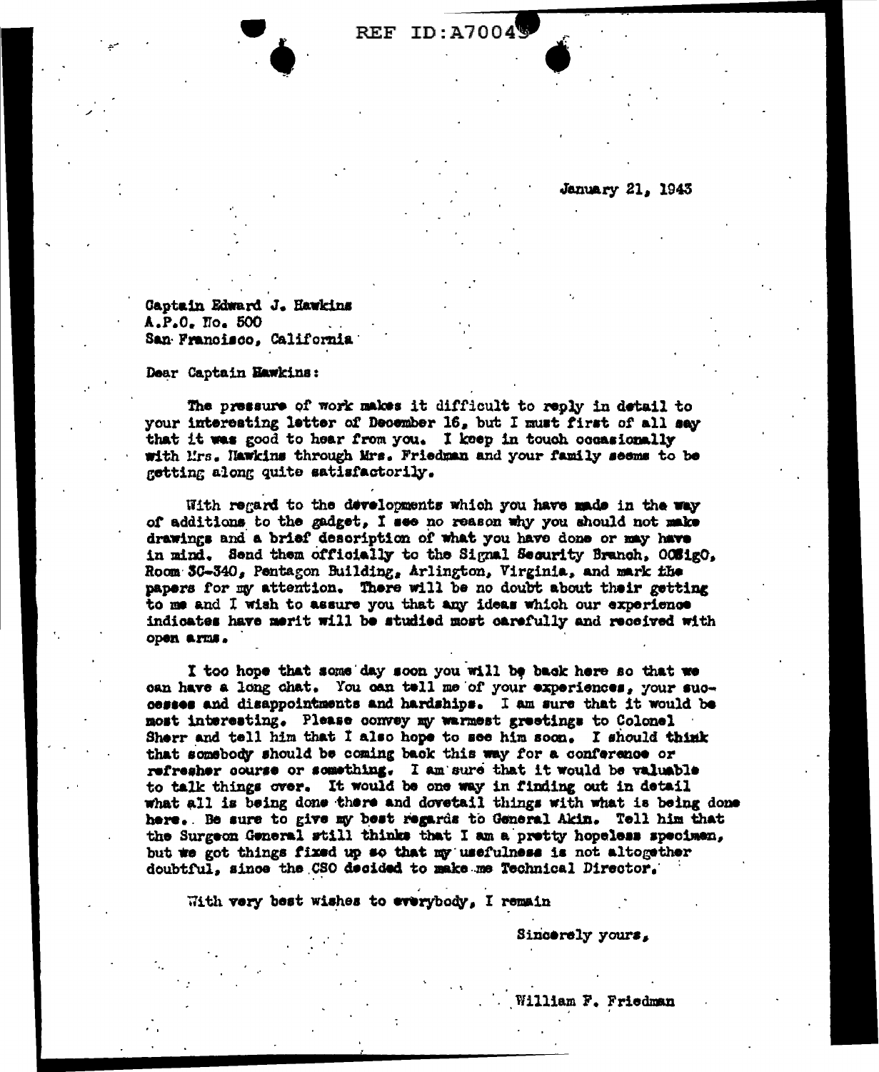REF ID:A70049

January 21, 1943

Captain Edward J. Hawkins
A.P.O. No. 500
San Francisco, California

Dear Captain Hawkins:

The pressure of work makes it difficult to reply in detail to your interesting letter of December 16, but I must first of all say that it was good to hear from you. I keep in touch occasionally with Mrs. Hawkins through Mrs. Friedman and your family seems to be getting along quite satisfactorily.

With regard to the developments which you have made in the way of additions to the gadget, I see no reason why you should not make drawings and a brief description of what you have done or may have in mind. Send them officially to the Signal Security Branch, OCSigO, Room 3C-340, Pentagon Building, Arlington, Virginia, and mark the papers for my attention. There will be no doubt about their getting to me and I wish to assure you that any ideas which our experience indicates have merit will be studied most carefully and received with open arms.

I too hope that some day soon you will be back here so that we can have a long chat. You can tell me of your experiences, your successes and disappointments and hardships. I am sure that it would be most interesting. Please convey my warmest greetings to Colonel Sherr and tell him that I also hope to see him soon. I should think that somebody should be coming back this way for a conference or refresher course or something. I am sure that it would be valuable to talk things over. It would be one way in finding out in detail what all is being done there and dovetail things with what is being done here. Be sure to give my best regards to General Akin. Tell him that the Surgeon General still thinks that I am a pretty hopeless specimen, but we got things fixed up so that my usefulness is not altogether doubtful, since the CSO decided to make me Technical Director.

With very best wishes to everybody, I remain

Sincerely yours,

William F. Friedman